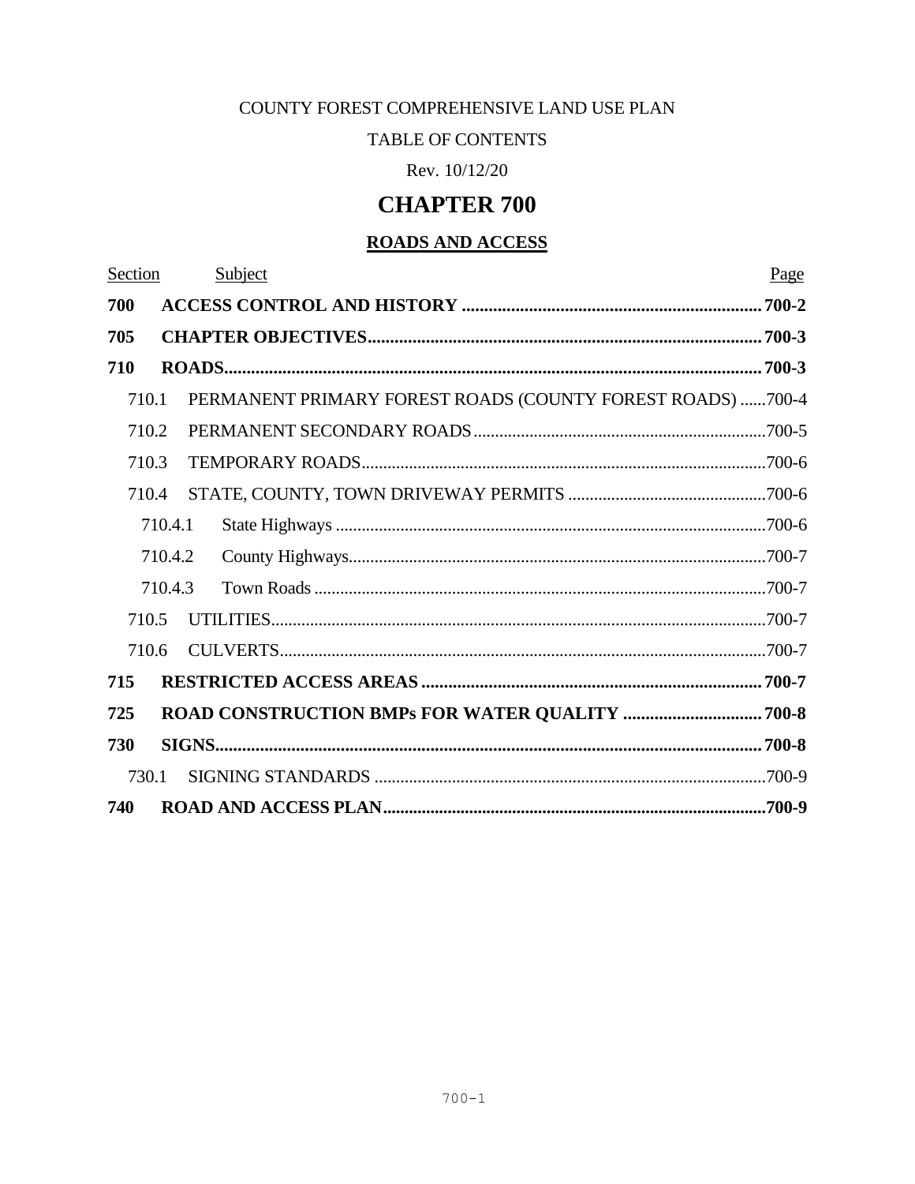COUNTY FOREST COMPREHENSIVE LAND USE PLAN

TABLE OF CONTENTS

Rev. 10/12/20

# CHAPTER 700

## ROADS AND ACCESS

| Section | Subject | Page |
|---|---|---|
| **700** | **ACCESS CONTROL AND HISTORY** | **700-2** |
| **705** | **CHAPTER OBJECTIVES** | **700-3** |
| **710** | **ROADS** | **700-3** |
| 710.1 | PERMANENT PRIMARY FOREST ROADS (COUNTY FOREST ROADS) | 700-4 |
| 710.2 | PERMANENT SECONDARY ROADS | 700-5 |
| 710.3 | TEMPORARY ROADS | 700-6 |
| 710.4 | STATE, COUNTY, TOWN DRIVEWAY PERMITS | 700-6 |
| 710.4.1 | State Highways | 700-6 |
| 710.4.2 | County Highways | 700-7 |
| 710.4.3 | Town Roads | 700-7 |
| 710.5 | UTILITIES | 700-7 |
| 710.6 | CULVERTS | 700-7 |
| **715** | **RESTRICTED ACCESS AREAS** | **700-7** |
| **725** | **ROAD CONSTRUCTION BMPs FOR WATER QUALITY** | **700-8** |
| **730** | **SIGNS** | **700-8** |
| 730.1 | SIGNING STANDARDS | 700-9 |
| **740** | **ROAD AND ACCESS PLAN** | **700-9** |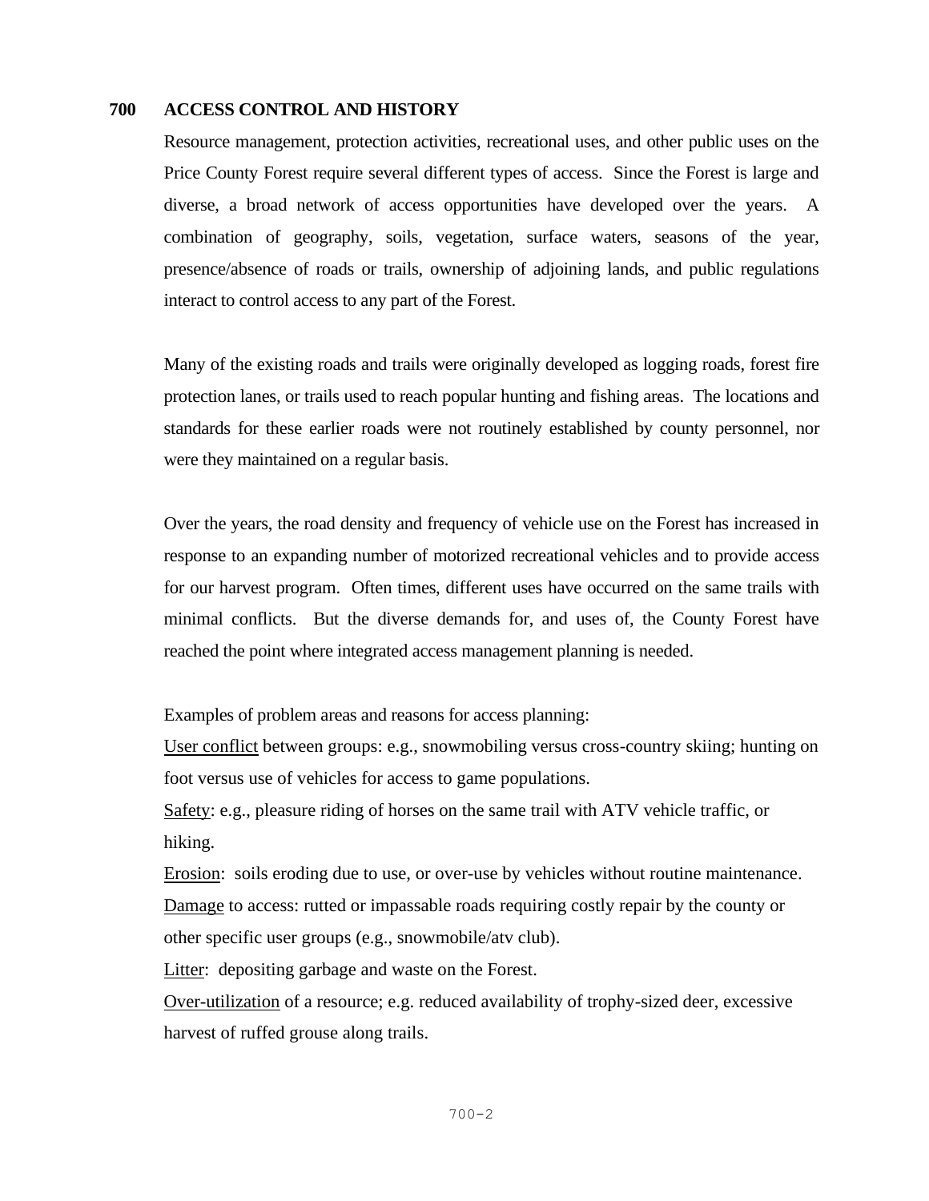## 700 ACCESS CONTROL AND HISTORY

Resource management, protection activities, recreational uses, and other public uses on the Price County Forest require several different types of access. Since the Forest is large and diverse, a broad network of access opportunities have developed over the years. A combination of geography, soils, vegetation, surface waters, seasons of the year, presence/absence of roads or trails, ownership of adjoining lands, and public regulations interact to control access to any part of the Forest.

Many of the existing roads and trails were originally developed as logging roads, forest fire protection lanes, or trails used to reach popular hunting and fishing areas. The locations and standards for these earlier roads were not routinely established by county personnel, nor were they maintained on a regular basis.

Over the years, the road density and frequency of vehicle use on the Forest has increased in response to an expanding number of motorized recreational vehicles and to provide access for our harvest program. Often times, different uses have occurred on the same trails with minimal conflicts. But the diverse demands for, and uses of, the County Forest have reached the point where integrated access management planning is needed.

Examples of problem areas and reasons for access planning:

User conflict between groups: e.g., snowmobiling versus cross-country skiing; hunting on foot versus use of vehicles for access to game populations.

Safety: e.g., pleasure riding of horses on the same trail with ATV vehicle traffic, or hiking.

Erosion: soils eroding due to use, or over-use by vehicles without routine maintenance.

Damage to access: rutted or impassable roads requiring costly repair by the county or other specific user groups (e.g., snowmobile/atv club).

Litter: depositing garbage and waste on the Forest.

Over-utilization of a resource; e.g. reduced availability of trophy-sized deer, excessive harvest of ruffed grouse along trails.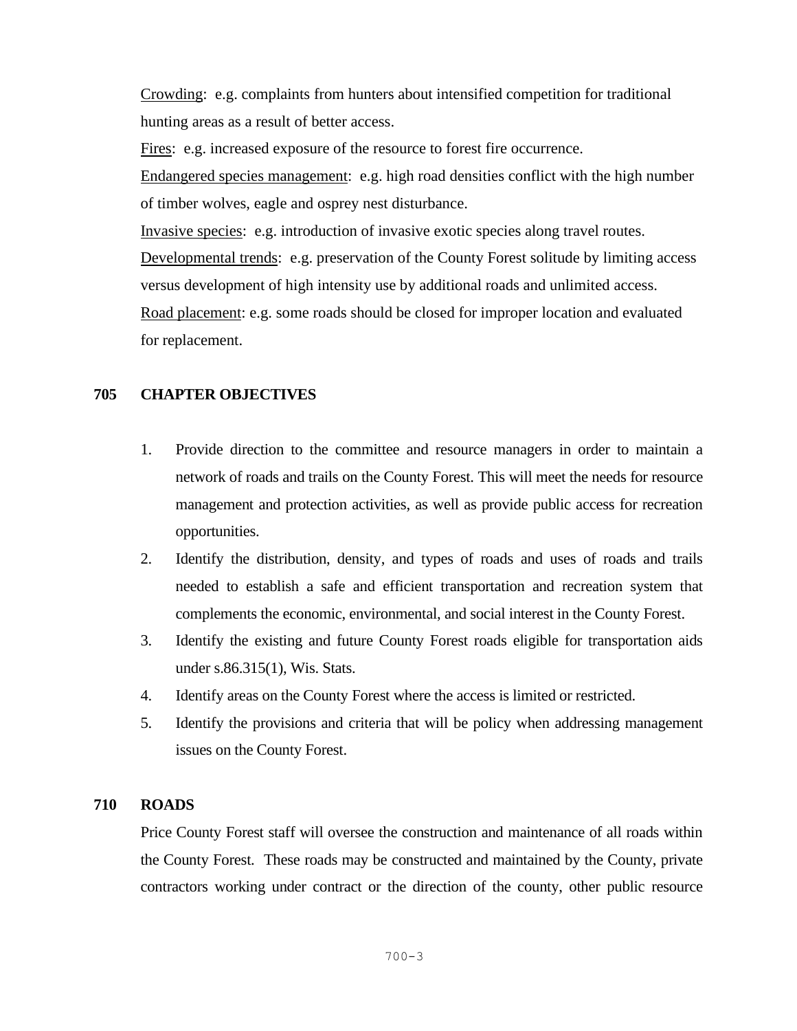Crowding: e.g. complaints from hunters about intensified competition for traditional hunting areas as a result of better access.

Fires: e.g. increased exposure of the resource to forest fire occurrence.

Endangered species management: e.g. high road densities conflict with the high number of timber wolves, eagle and osprey nest disturbance.

Invasive species: e.g. introduction of invasive exotic species along travel routes.

Developmental trends: e.g. preservation of the County Forest solitude by limiting access versus development of high intensity use by additional roads and unlimited access.

Road placement: e.g. some roads should be closed for improper location and evaluated for replacement.

## 705 CHAPTER OBJECTIVES

1. Provide direction to the committee and resource managers in order to maintain a network of roads and trails on the County Forest. This will meet the needs for resource management and protection activities, as well as provide public access for recreation opportunities.
2. Identify the distribution, density, and types of roads and uses of roads and trails needed to establish a safe and efficient transportation and recreation system that complements the economic, environmental, and social interest in the County Forest.
3. Identify the existing and future County Forest roads eligible for transportation aids under s.86.315(1), Wis. Stats.
4. Identify areas on the County Forest where the access is limited or restricted.
5. Identify the provisions and criteria that will be policy when addressing management issues on the County Forest.

## 710 ROADS

Price County Forest staff will oversee the construction and maintenance of all roads within the County Forest. These roads may be constructed and maintained by the County, private contractors working under contract or the direction of the county, other public resource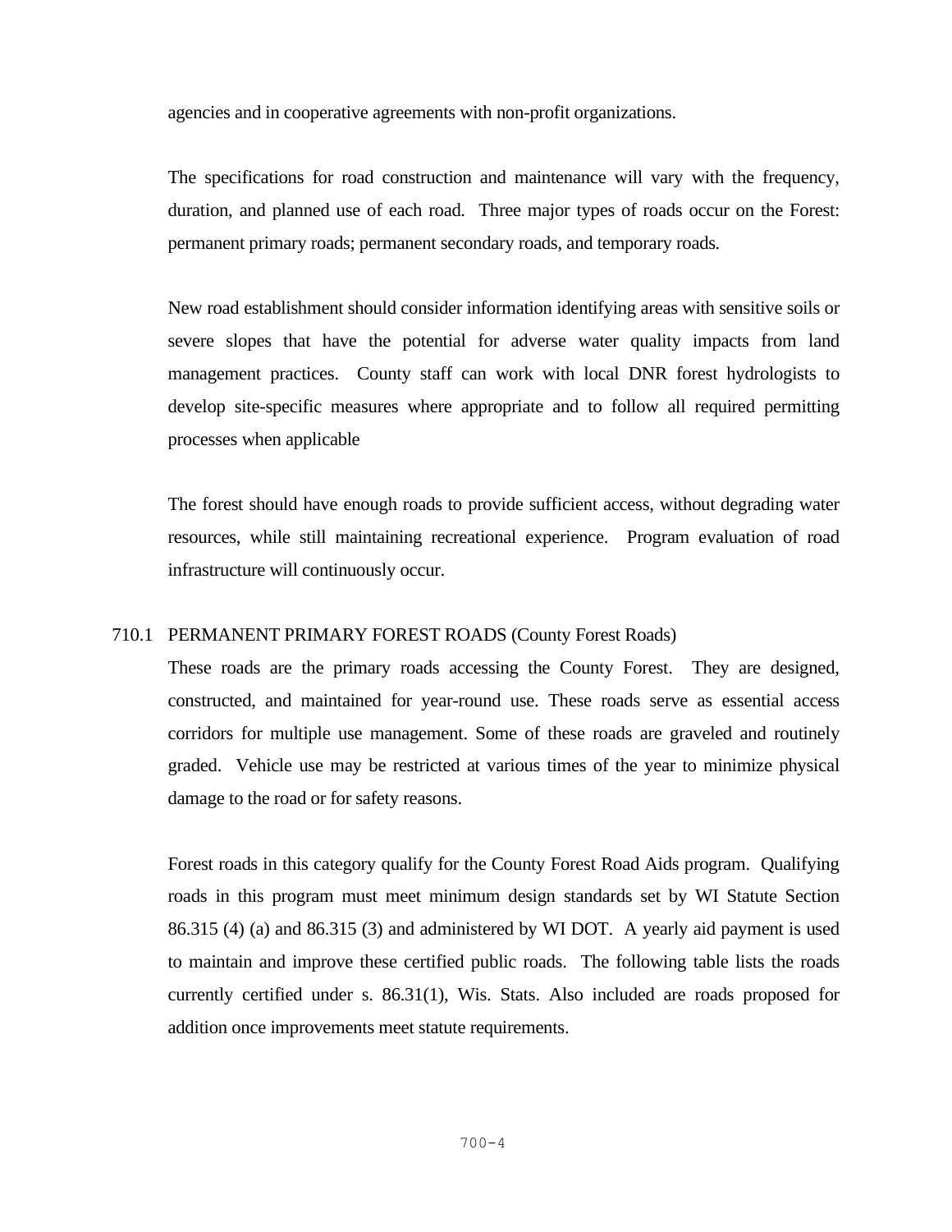agencies and in cooperative agreements with non-profit organizations.

The specifications for road construction and maintenance will vary with the frequency, duration, and planned use of each road. Three major types of roads occur on the Forest: permanent primary roads; permanent secondary roads, and temporary roads.

New road establishment should consider information identifying areas with sensitive soils or severe slopes that have the potential for adverse water quality impacts from land management practices. County staff can work with local DNR forest hydrologists to develop site-specific measures where appropriate and to follow all required permitting processes when applicable

The forest should have enough roads to provide sufficient access, without degrading water resources, while still maintaining recreational experience. Program evaluation of road infrastructure will continuously occur.

## 710.1 PERMANENT PRIMARY FOREST ROADS (County Forest Roads)

These roads are the primary roads accessing the County Forest. They are designed, constructed, and maintained for year-round use. These roads serve as essential access corridors for multiple use management. Some of these roads are graveled and routinely graded. Vehicle use may be restricted at various times of the year to minimize physical damage to the road or for safety reasons.

Forest roads in this category qualify for the County Forest Road Aids program. Qualifying roads in this program must meet minimum design standards set by WI Statute Section 86.315 (4) (a) and 86.315 (3) and administered by WI DOT. A yearly aid payment is used to maintain and improve these certified public roads. The following table lists the roads currently certified under s. 86.31(1), Wis. Stats. Also included are roads proposed for addition once improvements meet statute requirements.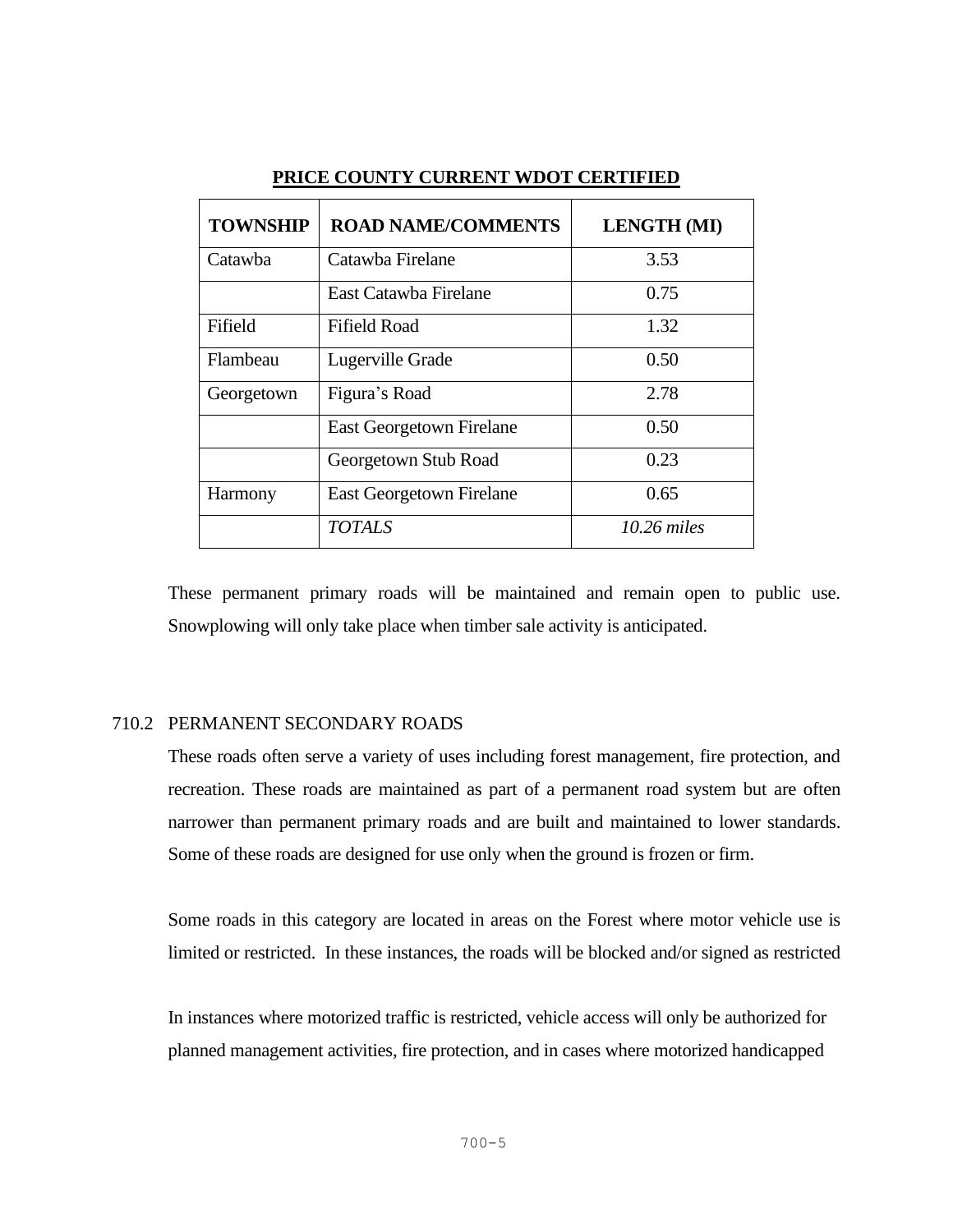**PRICE COUNTY CURRENT WDOT CERTIFIED**

| TOWNSHIP | ROAD NAME/COMMENTS | LENGTH (MI) |
|---|---|---|
| Catawba | Catawba Firelane | 3.53 |
| | East Catawba Firelane | 0.75 |
| Fifield | Fifield Road | 1.32 |
| Flambeau | Lugerville Grade | 0.50 |
| Georgetown | Figura's Road | 2.78 |
| | East Georgetown Firelane | 0.50 |
| | Georgetown Stub Road | 0.23 |
| Harmony | East Georgetown Firelane | 0.65 |
| | *TOTALS* | *10.26 miles* |

These permanent primary roads will be maintained and remain open to public use. Snowplowing will only take place when timber sale activity is anticipated.

### 710.2 PERMANENT SECONDARY ROADS

These roads often serve a variety of uses including forest management, fire protection, and recreation. These roads are maintained as part of a permanent road system but are often narrower than permanent primary roads and are built and maintained to lower standards. Some of these roads are designed for use only when the ground is frozen or firm.

Some roads in this category are located in areas on the Forest where motor vehicle use is limited or restricted. In these instances, the roads will be blocked and/or signed as restricted

In instances where motorized traffic is restricted, vehicle access will only be authorized for planned management activities, fire protection, and in cases where motorized handicapped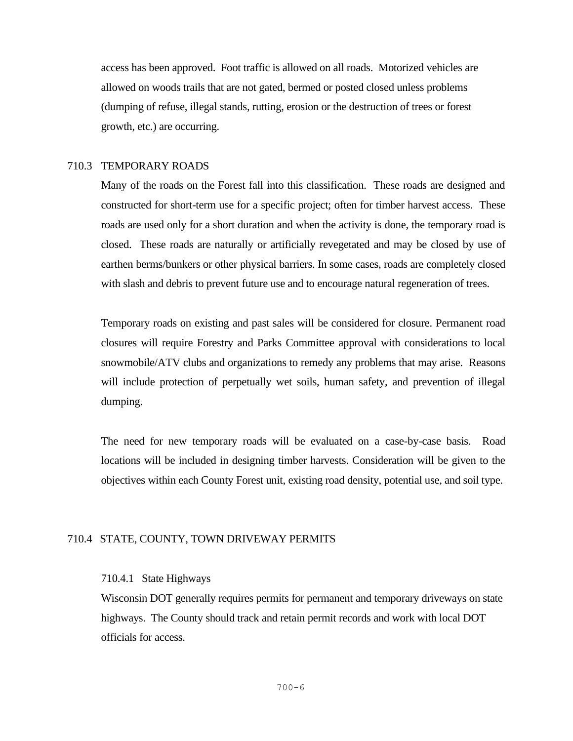access has been approved. Foot traffic is allowed on all roads. Motorized vehicles are allowed on woods trails that are not gated, bermed or posted closed unless problems (dumping of refuse, illegal stands, rutting, erosion or the destruction of trees or forest growth, etc.) are occurring.

## 710.3 TEMPORARY ROADS

Many of the roads on the Forest fall into this classification. These roads are designed and constructed for short-term use for a specific project; often for timber harvest access. These roads are used only for a short duration and when the activity is done, the temporary road is closed. These roads are naturally or artificially revegetated and may be closed by use of earthen berms/bunkers or other physical barriers. In some cases, roads are completely closed with slash and debris to prevent future use and to encourage natural regeneration of trees.

Temporary roads on existing and past sales will be considered for closure. Permanent road closures will require Forestry and Parks Committee approval with considerations to local snowmobile/ATV clubs and organizations to remedy any problems that may arise. Reasons will include protection of perpetually wet soils, human safety, and prevention of illegal dumping.

The need for new temporary roads will be evaluated on a case-by-case basis. Road locations will be included in designing timber harvests. Consideration will be given to the objectives within each County Forest unit, existing road density, potential use, and soil type.

## 710.4 STATE, COUNTY, TOWN DRIVEWAY PERMITS

### 710.4.1 State Highways

Wisconsin DOT generally requires permits for permanent and temporary driveways on state highways. The County should track and retain permit records and work with local DOT officials for access.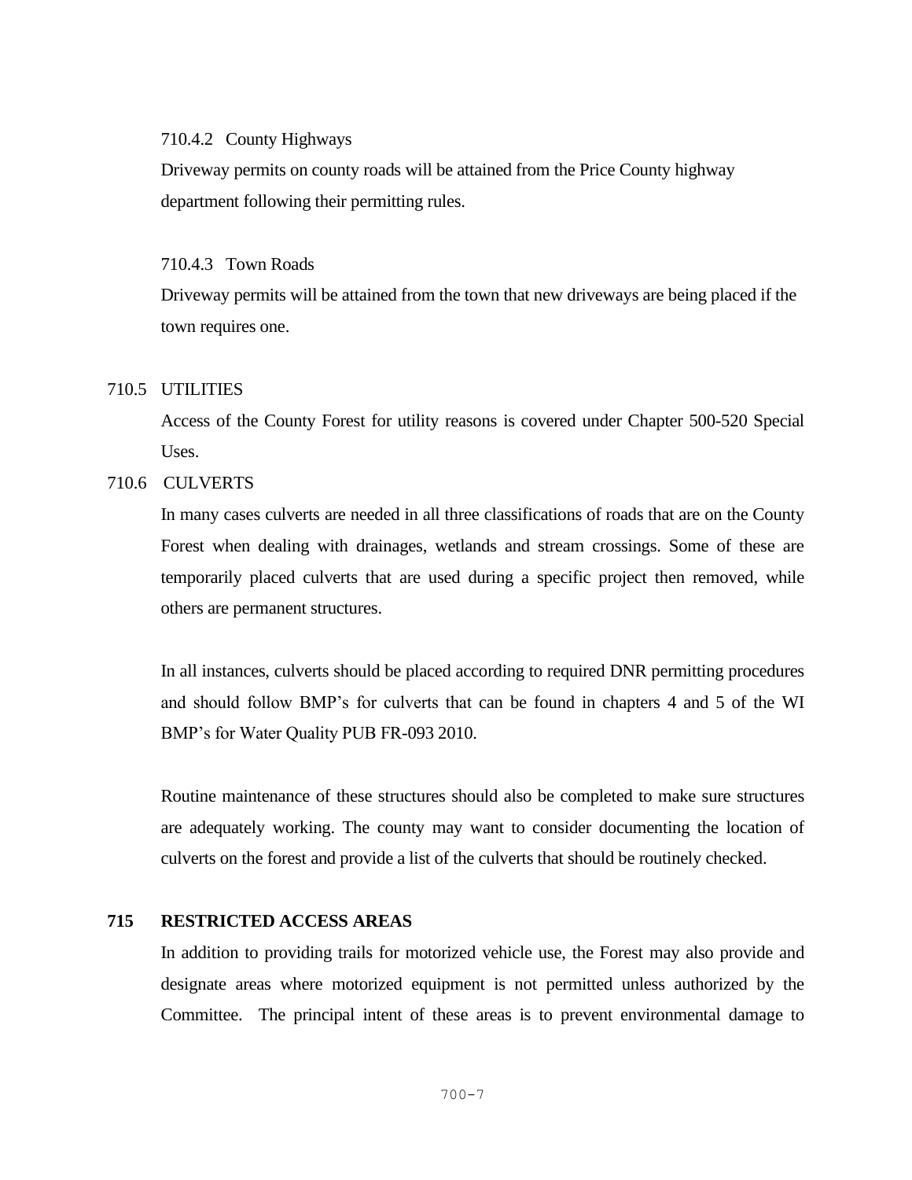#### 710.4.2 County Highways

Driveway permits on county roads will be attained from the Price County highway department following their permitting rules.

#### 710.4.3 Town Roads

Driveway permits will be attained from the town that new driveways are being placed if the town requires one.

### 710.5 UTILITIES

Access of the County Forest for utility reasons is covered under Chapter 500-520 Special Uses.

### 710.6 CULVERTS

In many cases culverts are needed in all three classifications of roads that are on the County Forest when dealing with drainages, wetlands and stream crossings. Some of these are temporarily placed culverts that are used during a specific project then removed, while others are permanent structures.

In all instances, culverts should be placed according to required DNR permitting procedures and should follow BMP's for culverts that can be found in chapters 4 and 5 of the WI BMP's for Water Quality PUB FR-093 2010.

Routine maintenance of these structures should also be completed to make sure structures are adequately working. The county may want to consider documenting the location of culverts on the forest and provide a list of the culverts that should be routinely checked.

## 715 RESTRICTED ACCESS AREAS

In addition to providing trails for motorized vehicle use, the Forest may also provide and designate areas where motorized equipment is not permitted unless authorized by the Committee. The principal intent of these areas is to prevent environmental damage to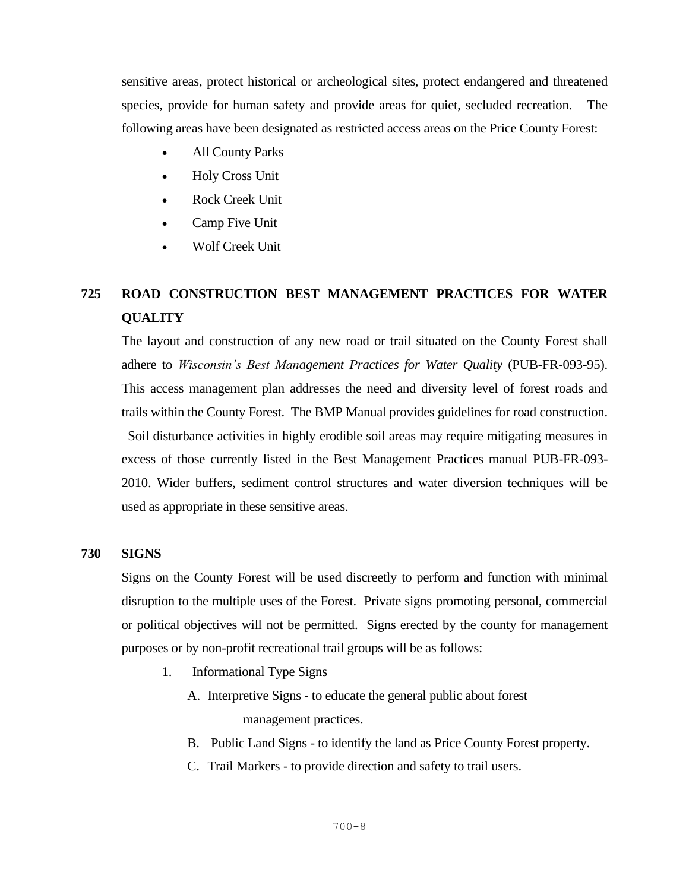sensitive areas, protect historical or archeological sites, protect endangered and threatened species, provide for human safety and provide areas for quiet, secluded recreation. The following areas have been designated as restricted access areas on the Price County Forest:

- All County Parks
- Holy Cross Unit
- Rock Creek Unit
- Camp Five Unit
- Wolf Creek Unit

## 725 ROAD CONSTRUCTION BEST MANAGEMENT PRACTICES FOR WATER QUALITY

The layout and construction of any new road or trail situated on the County Forest shall adhere to *Wisconsin's Best Management Practices for Water Quality* (PUB-FR-093-95). This access management plan addresses the need and diversity level of forest roads and trails within the County Forest. The BMP Manual provides guidelines for road construction. Soil disturbance activities in highly erodible soil areas may require mitigating measures in excess of those currently listed in the Best Management Practices manual PUB-FR-093-2010. Wider buffers, sediment control structures and water diversion techniques will be used as appropriate in these sensitive areas.

## 730 SIGNS

Signs on the County Forest will be used discreetly to perform and function with minimal disruption to the multiple uses of the Forest. Private signs promoting personal, commercial or political objectives will not be permitted. Signs erected by the county for management purposes or by non-profit recreational trail groups will be as follows:

1. Informational Type Signs
   - A. Interpretive Signs - to educate the general public about forest management practices.
   - B. Public Land Signs - to identify the land as Price County Forest property.
   - C. Trail Markers - to provide direction and safety to trail users.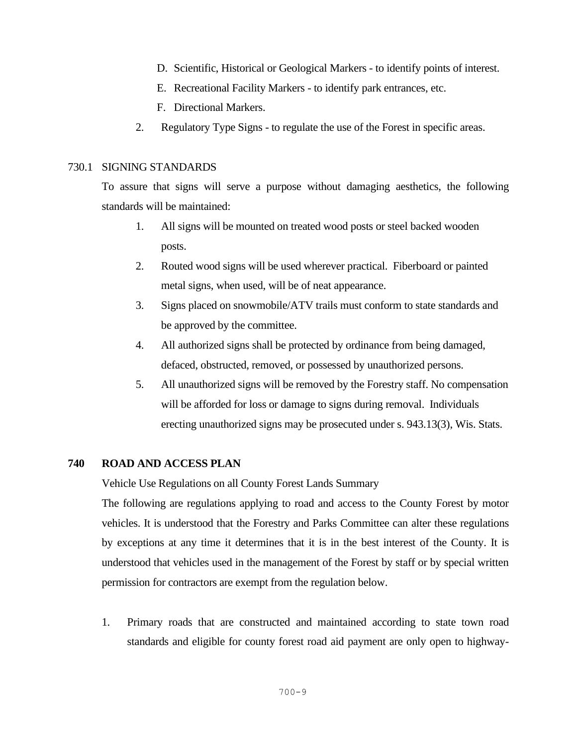D. Scientific, Historical or Geological Markers - to identify points of interest.

E. Recreational Facility Markers - to identify park entrances, etc.

F. Directional Markers.

2. Regulatory Type Signs - to regulate the use of the Forest in specific areas.

730.1 SIGNING STANDARDS

To assure that signs will serve a purpose without damaging aesthetics, the following standards will be maintained:

1. All signs will be mounted on treated wood posts or steel backed wooden posts.
2. Routed wood signs will be used wherever practical. Fiberboard or painted metal signs, when used, will be of neat appearance.
3. Signs placed on snowmobile/ATV trails must conform to state standards and be approved by the committee.
4. All authorized signs shall be protected by ordinance from being damaged, defaced, obstructed, removed, or possessed by unauthorized persons.
5. All unauthorized signs will be removed by the Forestry staff. No compensation will be afforded for loss or damage to signs during removal. Individuals erecting unauthorized signs may be prosecuted under s. 943.13(3), Wis. Stats.

## 740 ROAD AND ACCESS PLAN

Vehicle Use Regulations on all County Forest Lands Summary

The following are regulations applying to road and access to the County Forest by motor vehicles. It is understood that the Forestry and Parks Committee can alter these regulations by exceptions at any time it determines that it is in the best interest of the County. It is understood that vehicles used in the management of the Forest by staff or by special written permission for contractors are exempt from the regulation below.

1. Primary roads that are constructed and maintained according to state town road standards and eligible for county forest road aid payment are only open to highway-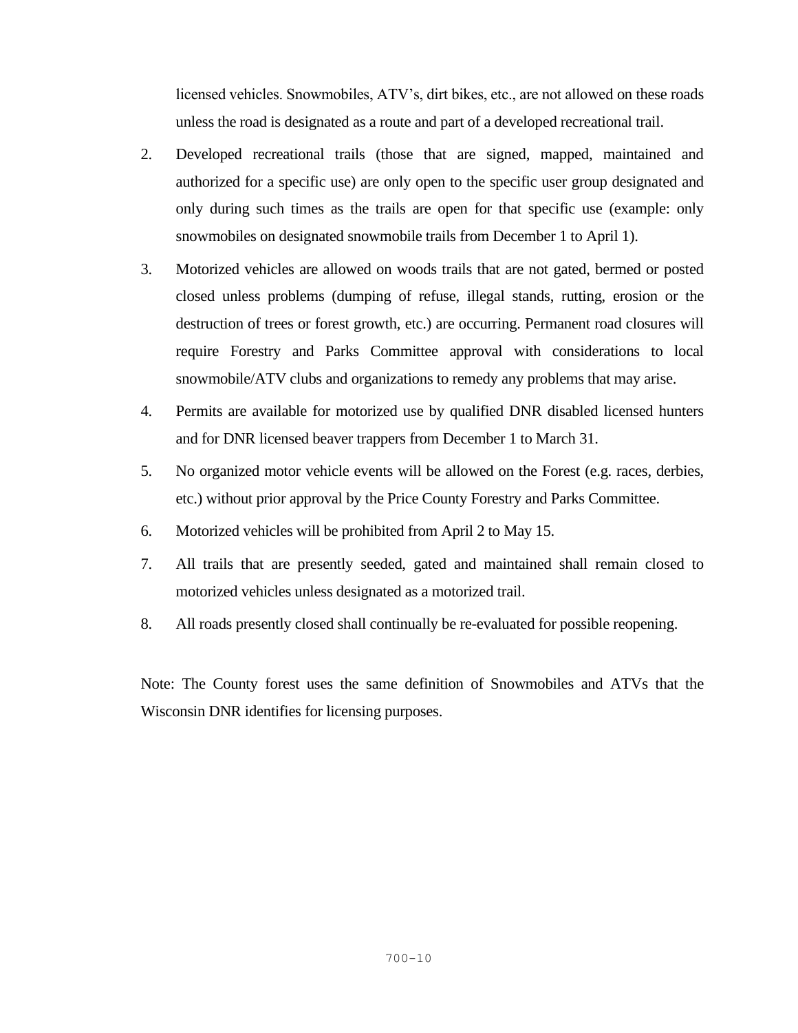licensed vehicles. Snowmobiles, ATV's, dirt bikes, etc., are not allowed on these roads unless the road is designated as a route and part of a developed recreational trail.

2. Developed recreational trails (those that are signed, mapped, maintained and authorized for a specific use) are only open to the specific user group designated and only during such times as the trails are open for that specific use (example: only snowmobiles on designated snowmobile trails from December 1 to April 1).
3. Motorized vehicles are allowed on woods trails that are not gated, bermed or posted closed unless problems (dumping of refuse, illegal stands, rutting, erosion or the destruction of trees or forest growth, etc.) are occurring. Permanent road closures will require Forestry and Parks Committee approval with considerations to local snowmobile/ATV clubs and organizations to remedy any problems that may arise.
4. Permits are available for motorized use by qualified DNR disabled licensed hunters and for DNR licensed beaver trappers from December 1 to March 31.
5. No organized motor vehicle events will be allowed on the Forest (e.g. races, derbies, etc.) without prior approval by the Price County Forestry and Parks Committee.
6. Motorized vehicles will be prohibited from April 2 to May 15.
7. All trails that are presently seeded, gated and maintained shall remain closed to motorized vehicles unless designated as a motorized trail.
8. All roads presently closed shall continually be re-evaluated for possible reopening.

Note: The County forest uses the same definition of Snowmobiles and ATVs that the Wisconsin DNR identifies for licensing purposes.